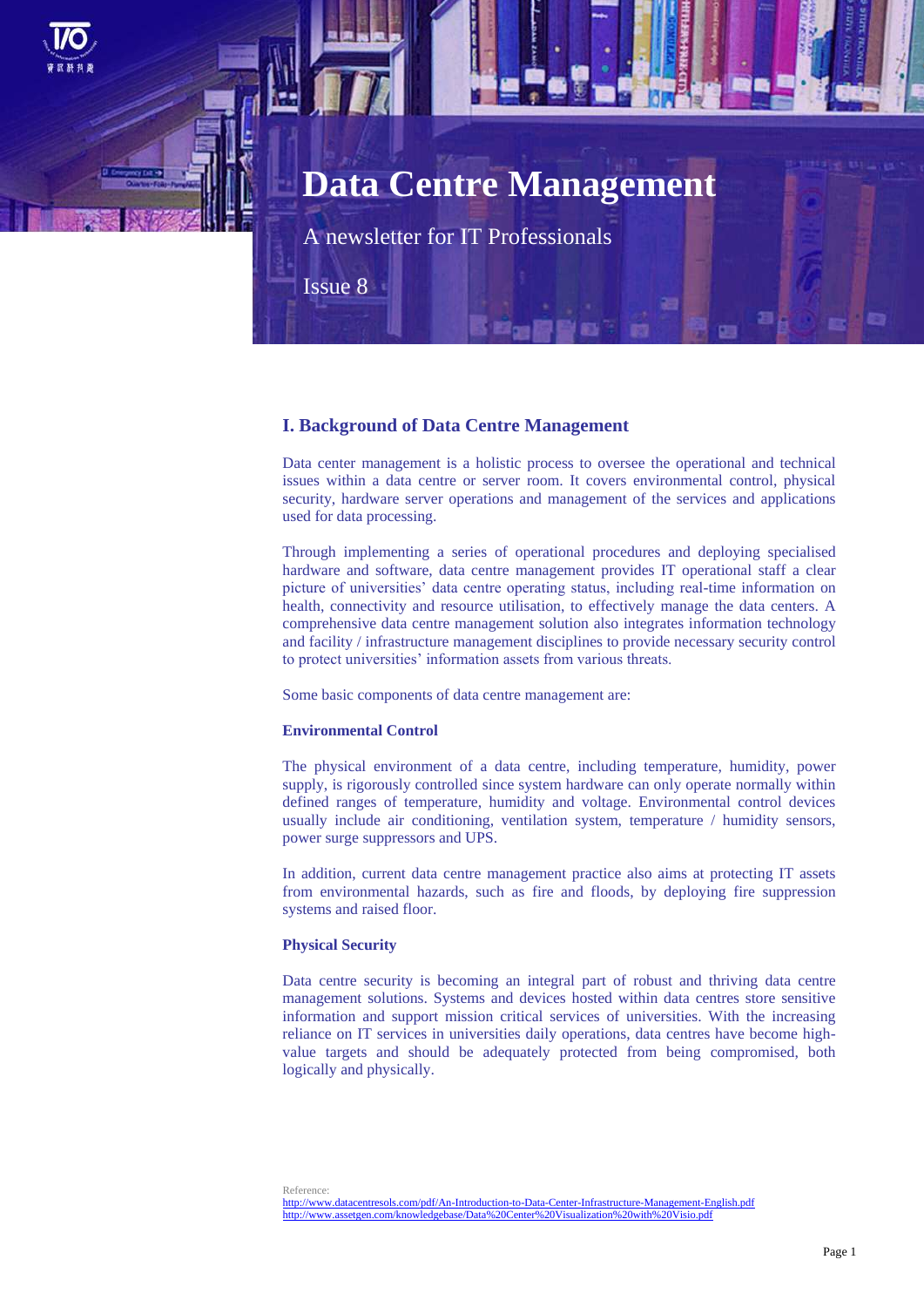# Data Centre Management

A newsletter for IT Professionals

Issue 8

## I. Background of Data Centre Management

Data center management is a holistic process to oversee the operational and technical issues within a data centre or server room. It covers environmental control, physical security, hardware server operations and management of the services and applications used for data processing.

Through implementing a series of operational procedures and deploying specialised hardware and software, data centre management provides IT operational staff a clear picture of universities' data centre operating status, including real-time information on health, connectivity and resource utilisation, to effectively manage the data centers. A comprehensive data centre management solution also integrates information technology and facility / infrastructure management disciplines to provide necessary security control to protect universities' information assets from various threats.

Some basic components of data centre management are:

**Environmental Control**

The physical environment of a data centre, including temperature, humidity, power supply, is rigorously controlled since system hardware can only operate normally within defined ranges of temperature, humidity and voltage. Environmental control devices usually include air conditioning, ventilation system, temperature / humidity sensors, power surge suppressors and UPS.

In addition, current data centre management practice also aims at protecting IT assets from environmental hazards, such as fire and floods, by deploying fire suppression systems and raised floor.

**Physical Security**

Data centre security is becoming an integral part of robust and thriving data centre management solutions. Systems and devices hosted within data centres store sensitive information and support mission critical services of universities. With the increasing reliance on IT services in universities daily operations, data centres have become high-value targets and should be adequately protected from being compromised, both logically and physically.

Reference:
http://www.datacentresols.com/pdf/An-Introduction-to-Data-Center-Infrastructure-Management-English.pdf
http://www.assetgen.com/knowledgebase/Data%20Center%20Visualization%20with%20Visio.pdf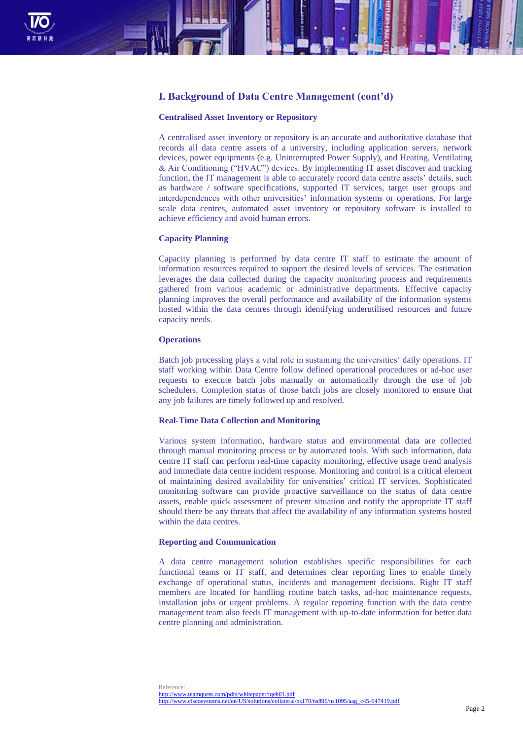## I. Background of Data Centre Management (cont'd)

### Centralised Asset Inventory or Repository

A centralised asset inventory or repository is an accurate and authoritative database that records all data centre assets of a university, including application servers, network devices, power equipments (e.g. Uninterrupted Power Supply), and Heating, Ventilating & Air Conditioning ("HVAC") devices. By implementing IT asset discover and tracking function, the IT management is able to accurately record data centre assets' details, such as hardware / software specifications, supported IT services, target user groups and interdependences with other universities' information systems or operations. For large scale data centres, automated asset inventory or repository software is installed to achieve efficiency and avoid human errors.

### Capacity Planning

Capacity planning is performed by data centre IT staff to estimate the amount of information resources required to support the desired levels of services. The estimation leverages the data collected during the capacity monitoring process and requirements gathered from various academic or administrative departments. Effective capacity planning improves the overall performance and availability of the information systems hosted within the data centres through identifying underutilised resources and future capacity needs.

### Operations

Batch job processing plays a vital role in sustaining the universities' daily operations. IT staff working within Data Centre follow defined operational procedures or ad-hoc user requests to execute batch jobs manually or automatically through the use of job schedulers. Completion status of those batch jobs are closely monitored to ensure that any job failures are timely followed up and resolved.

### Real-Time Data Collection and Monitoring

Various system information, hardware status and environmental data are collected through manual monitoring process or by automated tools. With such information, data centre IT staff can perform real-time capacity monitoring, effective usage trend analysis and immediate data centre incident response. Monitoring and control is a critical element of maintaining desired availability for universities' critical IT services. Sophisticated monitoring software can provide proactive surveillance on the status of data centre assets, enable quick assessment of present situation and notify the appropriate IT staff should there be any threats that affect the availability of any information systems hosted within the data centres.

### Reporting and Communication

A data centre management solution establishes specific responsibilities for each functional teams or IT staff, and determines clear reporting lines to enable timely exchange of operational status, incidents and management decisions. Right IT staff members are located for handling routine batch tasks, ad-hoc maintenance requests, installation jobs or urgent problems. A regular reporting function with the data centre management team also feeds IT management with up-to-date information for better data centre planning and administration.

Reference:
http://www.teamquest.com/pdfs/whitepaper/tqeb01.pdf
http://www.ciscosystems.net/en/US/solutions/collateral/ns170/ns896/ns1095/aag_c45-647419.pdf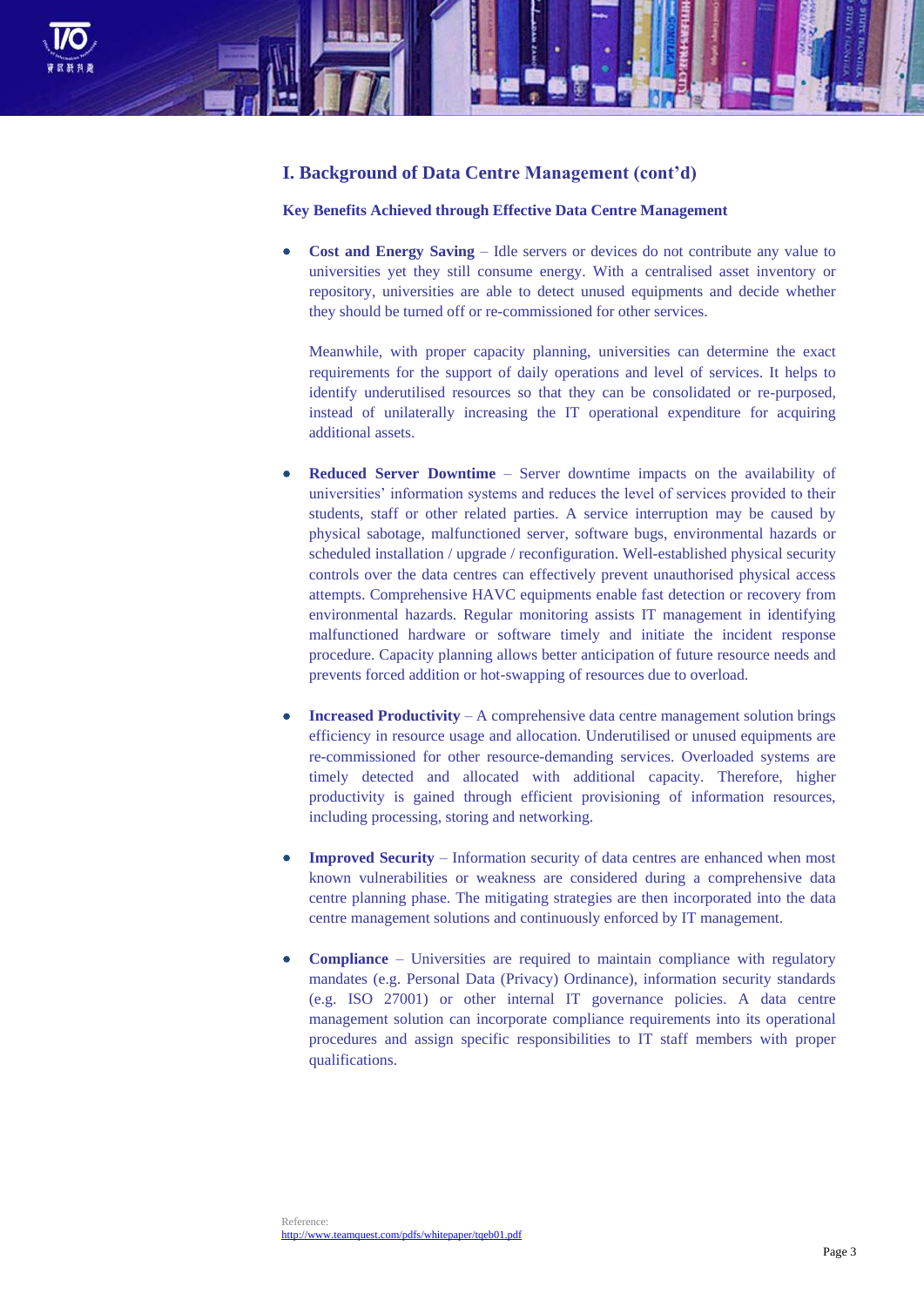## I. Background of Data Centre Management (cont'd)

### Key Benefits Achieved through Effective Data Centre Management

- **Cost and Energy Saving** – Idle servers or devices do not contribute any value to universities yet they still consume energy. With a centralised asset inventory or repository, universities are able to detect unused equipments and decide whether they should be turned off or re-commissioned for other services.

  Meanwhile, with proper capacity planning, universities can determine the exact requirements for the support of daily operations and level of services. It helps to identify underutilised resources so that they can be consolidated or re-purposed, instead of unilaterally increasing the IT operational expenditure for acquiring additional assets.

- **Reduced Server Downtime** – Server downtime impacts on the availability of universities' information systems and reduces the level of services provided to their students, staff or other related parties. A service interruption may be caused by physical sabotage, malfunctioned server, software bugs, environmental hazards or scheduled installation / upgrade / reconfiguration. Well-established physical security controls over the data centres can effectively prevent unauthorised physical access attempts. Comprehensive HAVC equipments enable fast detection or recovery from environmental hazards. Regular monitoring assists IT management in identifying malfunctioned hardware or software timely and initiate the incident response procedure. Capacity planning allows better anticipation of future resource needs and prevents forced addition or hot-swapping of resources due to overload.

- **Increased Productivity** – A comprehensive data centre management solution brings efficiency in resource usage and allocation. Underutilised or unused equipments are re-commissioned for other resource-demanding services. Overloaded systems are timely detected and allocated with additional capacity. Therefore, higher productivity is gained through efficient provisioning of information resources, including processing, storing and networking.

- **Improved Security** – Information security of data centres are enhanced when most known vulnerabilities or weakness are considered during a comprehensive data centre planning phase. The mitigating strategies are then incorporated into the data centre management solutions and continuously enforced by IT management.

- **Compliance** – Universities are required to maintain compliance with regulatory mandates (e.g. Personal Data (Privacy) Ordinance), information security standards (e.g. ISO 27001) or other internal IT governance policies. A data centre management solution can incorporate compliance requirements into its operational procedures and assign specific responsibilities to IT staff members with proper qualifications.

Reference:
http://www.teamquest.com/pdfs/whitepaper/tqeb01.pdf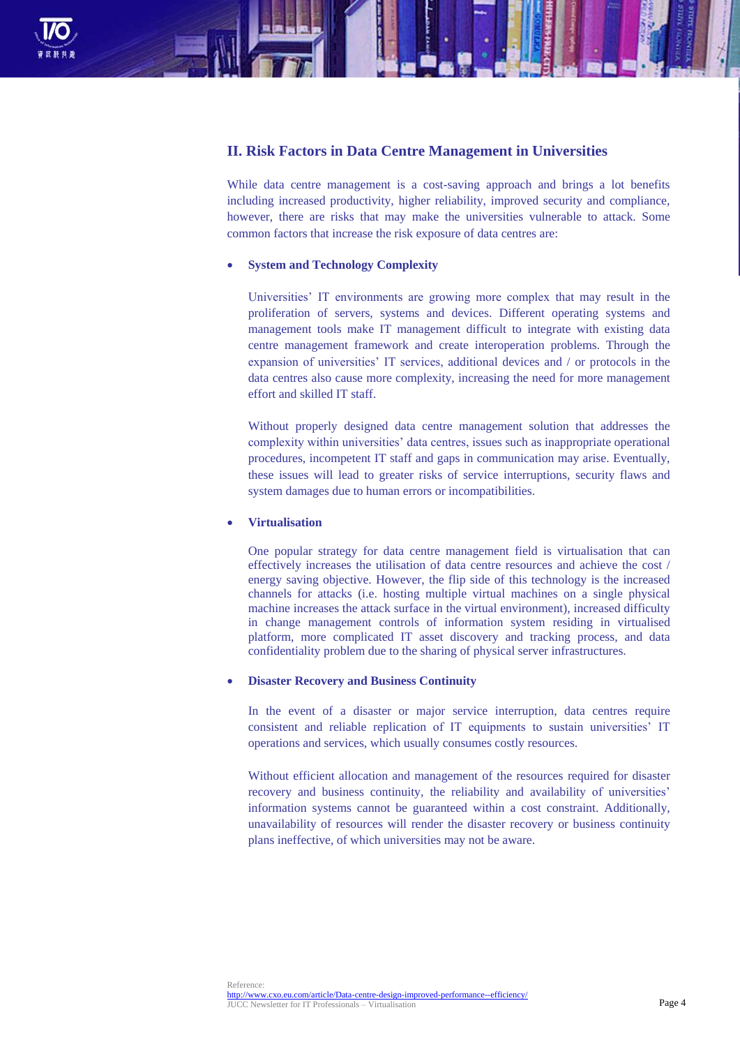## II. Risk Factors in Data Centre Management in Universities

While data centre management is a cost-saving approach and brings a lot benefits including increased productivity, higher reliability, improved security and compliance, however, there are risks that may make the universities vulnerable to attack. Some common factors that increase the risk exposure of data centres are:

- **System and Technology Complexity**

  Universities' IT environments are growing more complex that may result in the proliferation of servers, systems and devices. Different operating systems and management tools make IT management difficult to integrate with existing data centre management framework and create interoperation problems. Through the expansion of universities' IT services, additional devices and / or protocols in the data centres also cause more complexity, increasing the need for more management effort and skilled IT staff.

  Without properly designed data centre management solution that addresses the complexity within universities' data centres, issues such as inappropriate operational procedures, incompetent IT staff and gaps in communication may arise. Eventually, these issues will lead to greater risks of service interruptions, security flaws and system damages due to human errors or incompatibilities.

- **Virtualisation**

  One popular strategy for data centre management field is virtualisation that can effectively increases the utilisation of data centre resources and achieve the cost / energy saving objective. However, the flip side of this technology is the increased channels for attacks (i.e. hosting multiple virtual machines on a single physical machine increases the attack surface in the virtual environment), increased difficulty in change management controls of information system residing in virtualised platform, more complicated IT asset discovery and tracking process, and data confidentiality problem due to the sharing of physical server infrastructures.

- **Disaster Recovery and Business Continuity**

  In the event of a disaster or major service interruption, data centres require consistent and reliable replication of IT equipments to sustain universities' IT operations and services, which usually consumes costly resources.

  Without efficient allocation and management of the resources required for disaster recovery and business continuity, the reliability and availability of universities' information systems cannot be guaranteed within a cost constraint. Additionally, unavailability of resources will render the disaster recovery or business continuity plans ineffective, of which universities may not be aware.

Reference:
http://www.cxo.eu.com/article/Data-centre-design-improved-performance--efficiency/
JUCC Newsletter for IT Professionals – Virtualisation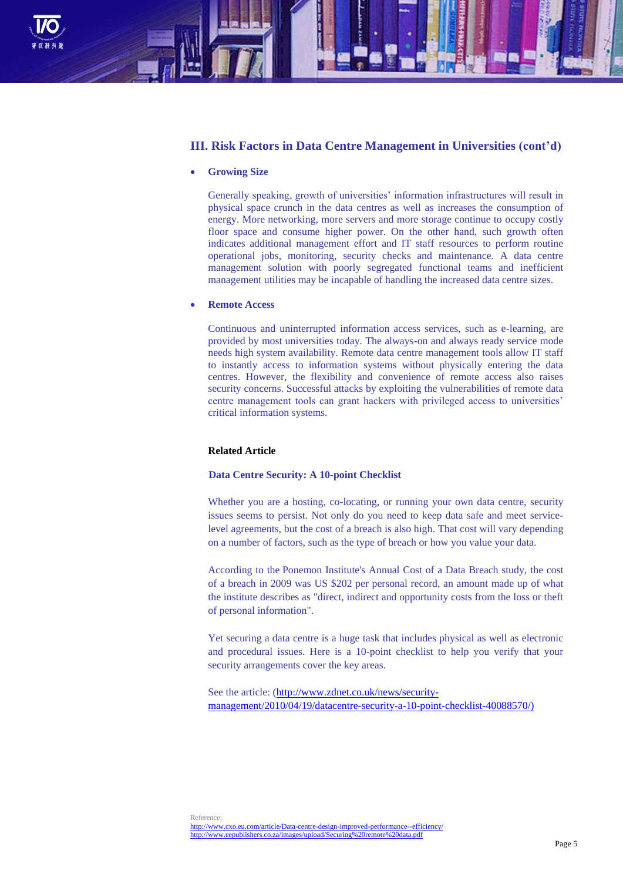## III. Risk Factors in Data Centre Management in Universities (cont'd)

- **Growing Size**

  Generally speaking, growth of universities' information infrastructures will result in physical space crunch in the data centres as well as increases the consumption of energy. More networking, more servers and more storage continue to occupy costly floor space and consume higher power. On the other hand, such growth often indicates additional management effort and IT staff resources to perform routine operational jobs, monitoring, security checks and maintenance. A data centre management solution with poorly segregated functional teams and inefficient management utilities may be incapable of handling the increased data centre sizes.

- **Remote Access**

  Continuous and uninterrupted information access services, such as e-learning, are provided by most universities today. The always-on and always ready service mode needs high system availability. Remote data centre management tools allow IT staff to instantly access to information systems without physically entering the data centres. However, the flexibility and convenience of remote access also raises security concerns. Successful attacks by exploiting the vulnerabilities of remote data centre management tools can grant hackers with privileged access to universities' critical information systems.

**Related Article**

**Data Centre Security: A 10-point Checklist**

Whether you are a hosting, co-locating, or running your own data centre, security issues seems to persist. Not only do you need to keep data safe and meet service-level agreements, but the cost of a breach is also high. That cost will vary depending on a number of factors, such as the type of breach or how you value your data.

According to the Ponemon Institute's Annual Cost of a Data Breach study, the cost of a breach in 2009 was US $202 per personal record, an amount made up of what the institute describes as "direct, indirect and opportunity costs from the loss or theft of personal information".

Yet securing a data centre is a huge task that includes physical as well as electronic and procedural issues. Here is a 10-point checklist to help you verify that your security arrangements cover the key areas.

See the article: (http://www.zdnet.co.uk/news/security-management/2010/04/19/datacentre-security-a-10-point-checklist-40088570/)

Reference:
http://www.cxo.eu.com/article/Data-centre-design-improved-performance--efficiency/
http://www.eepublishers.co.za/images/upload/Securing%20remote%20data.pdf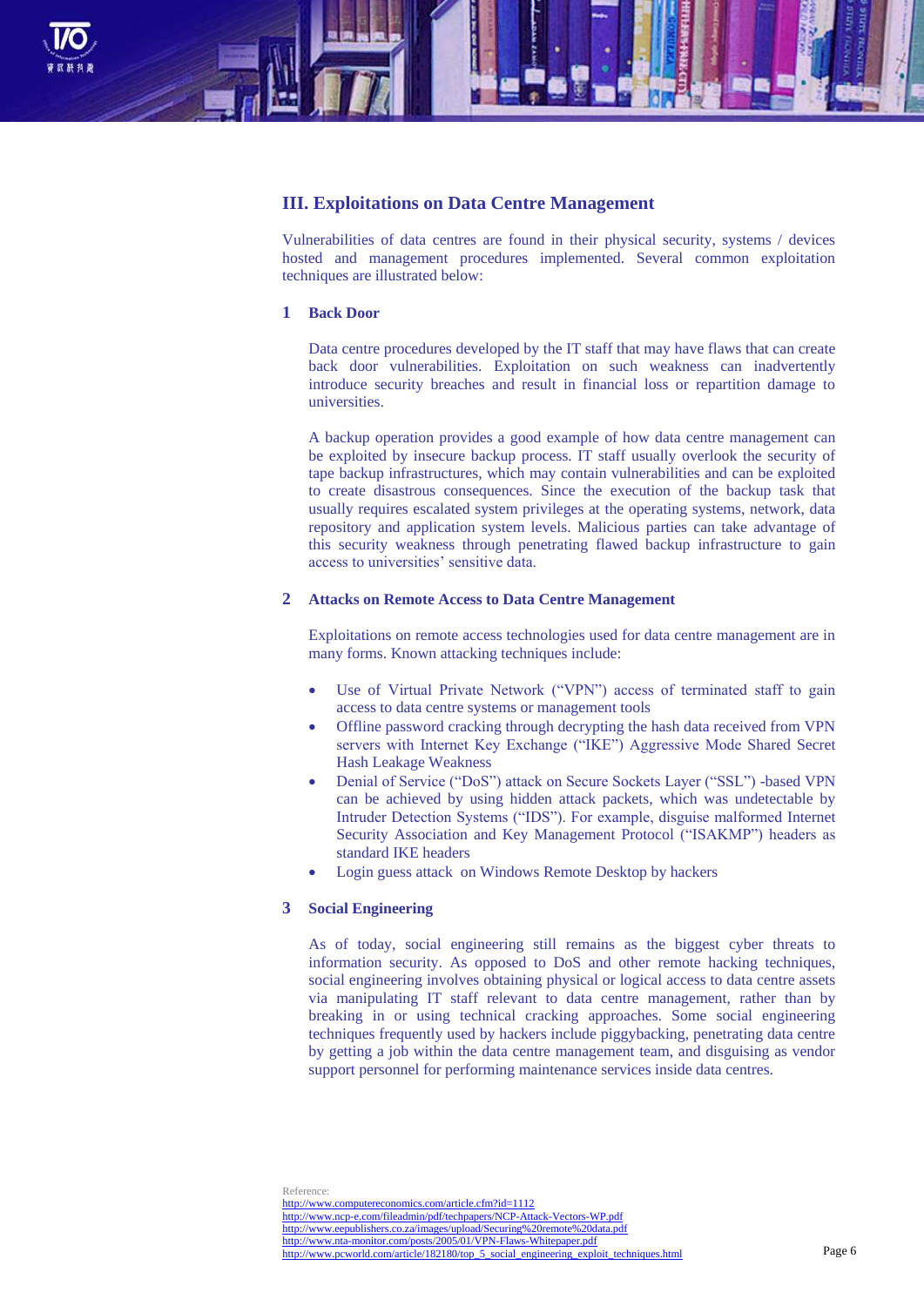## III. Exploitations on Data Centre Management

Vulnerabilities of data centres are found in their physical security, systems / devices hosted and management procedures implemented. Several common exploitation techniques are illustrated below:

### 1 Back Door

Data centre procedures developed by the IT staff that may have flaws that can create back door vulnerabilities. Exploitation on such weakness can inadvertently introduce security breaches and result in financial loss or repartition damage to universities.

A backup operation provides a good example of how data centre management can be exploited by insecure backup process. IT staff usually overlook the security of tape backup infrastructures, which may contain vulnerabilities and can be exploited to create disastrous consequences. Since the execution of the backup task that usually requires escalated system privileges at the operating systems, network, data repository and application system levels. Malicious parties can take advantage of this security weakness through penetrating flawed backup infrastructure to gain access to universities' sensitive data.

### 2 Attacks on Remote Access to Data Centre Management

Exploitations on remote access technologies used for data centre management are in many forms. Known attacking techniques include:

- Use of Virtual Private Network ("VPN") access of terminated staff to gain access to data centre systems or management tools
- Offline password cracking through decrypting the hash data received from VPN servers with Internet Key Exchange ("IKE") Aggressive Mode Shared Secret Hash Leakage Weakness
- Denial of Service ("DoS") attack on Secure Sockets Layer ("SSL") -based VPN can be achieved by using hidden attack packets, which was undetectable by Intruder Detection Systems ("IDS"). For example, disguise malformed Internet Security Association and Key Management Protocol ("ISAKMP") headers as standard IKE headers
- Login guess attack on Windows Remote Desktop by hackers

### 3 Social Engineering

As of today, social engineering still remains as the biggest cyber threats to information security. As opposed to DoS and other remote hacking techniques, social engineering involves obtaining physical or logical access to data centre assets via manipulating IT staff relevant to data centre management, rather than by breaking in or using technical cracking approaches. Some social engineering techniques frequently used by hackers include piggybacking, penetrating data centre by getting a job within the data centre management team, and disguising as vendor support personnel for performing maintenance services inside data centres.

Reference:
http://www.computereconomics.com/article.cfm?id=1112
http://www.ncp-e.com/fileadmin/pdf/techpapers/NCP-Attack-Vectors-WP.pdf
http://www.eepublishers.co.za/images/upload/Securing%20remote%20data.pdf
http://www.nta-monitor.com/posts/2005/01/VPN-Flaws-Whitepaper.pdf
http://www.pcworld.com/article/182180/top_5_social_engineering_exploit_techniques.html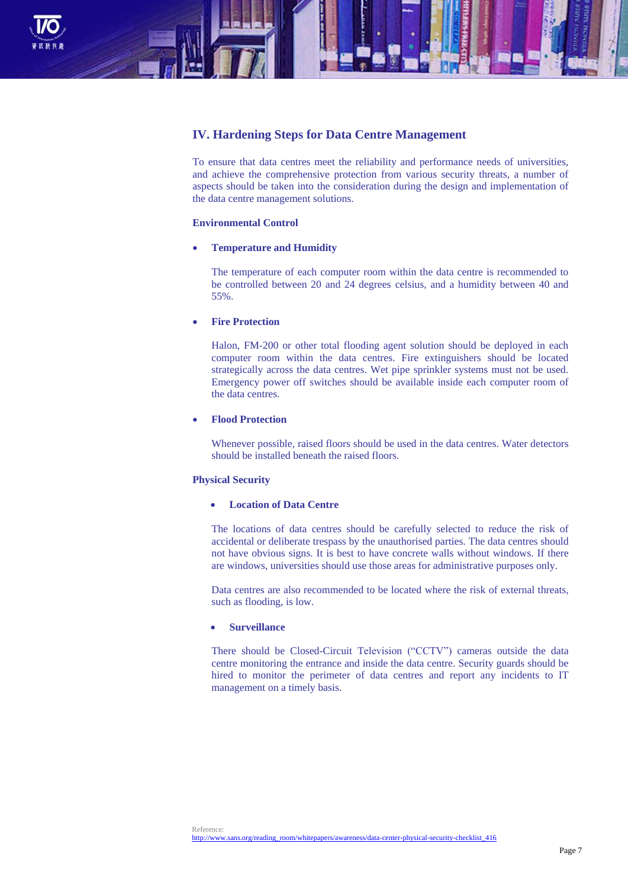## IV. Hardening Steps for Data Centre Management

To ensure that data centres meet the reliability and performance needs of universities, and achieve the comprehensive protection from various security threats, a number of aspects should be taken into the consideration during the design and implementation of the data centre management solutions.

### Environmental Control

- **Temperature and Humidity**

  The temperature of each computer room within the data centre is recommended to be controlled between 20 and 24 degrees celsius, and a humidity between 40 and 55%.

- **Fire Protection**

  Halon, FM-200 or other total flooding agent solution should be deployed in each computer room within the data centres. Fire extinguishers should be located strategically across the data centres. Wet pipe sprinkler systems must not be used. Emergency power off switches should be available inside each computer room of the data centres.

- **Flood Protection**

  Whenever possible, raised floors should be used in the data centres. Water detectors should be installed beneath the raised floors.

### Physical Security

- **Location of Data Centre**

  The locations of data centres should be carefully selected to reduce the risk of accidental or deliberate trespass by the unauthorised parties. The data centres should not have obvious signs. It is best to have concrete walls without windows. If there are windows, universities should use those areas for administrative purposes only.

  Data centres are also recommended to be located where the risk of external threats, such as flooding, is low.

- **Surveillance**

  There should be Closed-Circuit Television ("CCTV") cameras outside the data centre monitoring the entrance and inside the data centre. Security guards should be hired to monitor the perimeter of data centres and report any incidents to IT management on a timely basis.

Reference:
http://www.sans.org/reading_room/whitepapers/awareness/data-center-physical-security-checklist_416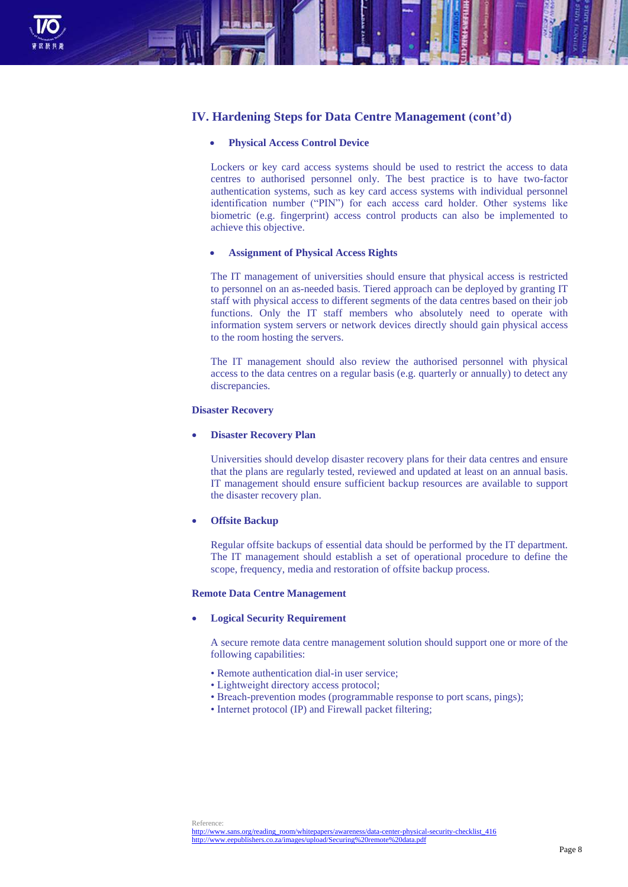## IV. Hardening Steps for Data Centre Management (cont'd)

- **Physical Access Control Device**

Lockers or key card access systems should be used to restrict the access to data centres to authorised personnel only. The best practice is to have two-factor authentication systems, such as key card access systems with individual personnel identification number ("PIN") for each access card holder. Other systems like biometric (e.g. fingerprint) access control products can also be implemented to achieve this objective.

- **Assignment of Physical Access Rights**

The IT management of universities should ensure that physical access is restricted to personnel on an as-needed basis. Tiered approach can be deployed by granting IT staff with physical access to different segments of the data centres based on their job functions. Only the IT staff members who absolutely need to operate with information system servers or network devices directly should gain physical access to the room hosting the servers.

The IT management should also review the authorised personnel with physical access to the data centres on a regular basis (e.g. quarterly or annually) to detect any discrepancies.

### Disaster Recovery

- **Disaster Recovery Plan**

Universities should develop disaster recovery plans for their data centres and ensure that the plans are regularly tested, reviewed and updated at least on an annual basis. IT management should ensure sufficient backup resources are available to support the disaster recovery plan.

- **Offsite Backup**

Regular offsite backups of essential data should be performed by the IT department. The IT management should establish a set of operational procedure to define the scope, frequency, media and restoration of offsite backup process.

### Remote Data Centre Management

- **Logical Security Requirement**

A secure remote data centre management solution should support one or more of the following capabilities:

• Remote authentication dial-in user service;
• Lightweight directory access protocol;
• Breach-prevention modes (programmable response to port scans, pings);
• Internet protocol (IP) and Firewall packet filtering;

Reference:
http://www.sans.org/reading_room/whitepapers/awareness/data-center-physical-security-checklist_416
http://www.eepublishers.co.za/images/upload/Securing%20remote%20data.pdf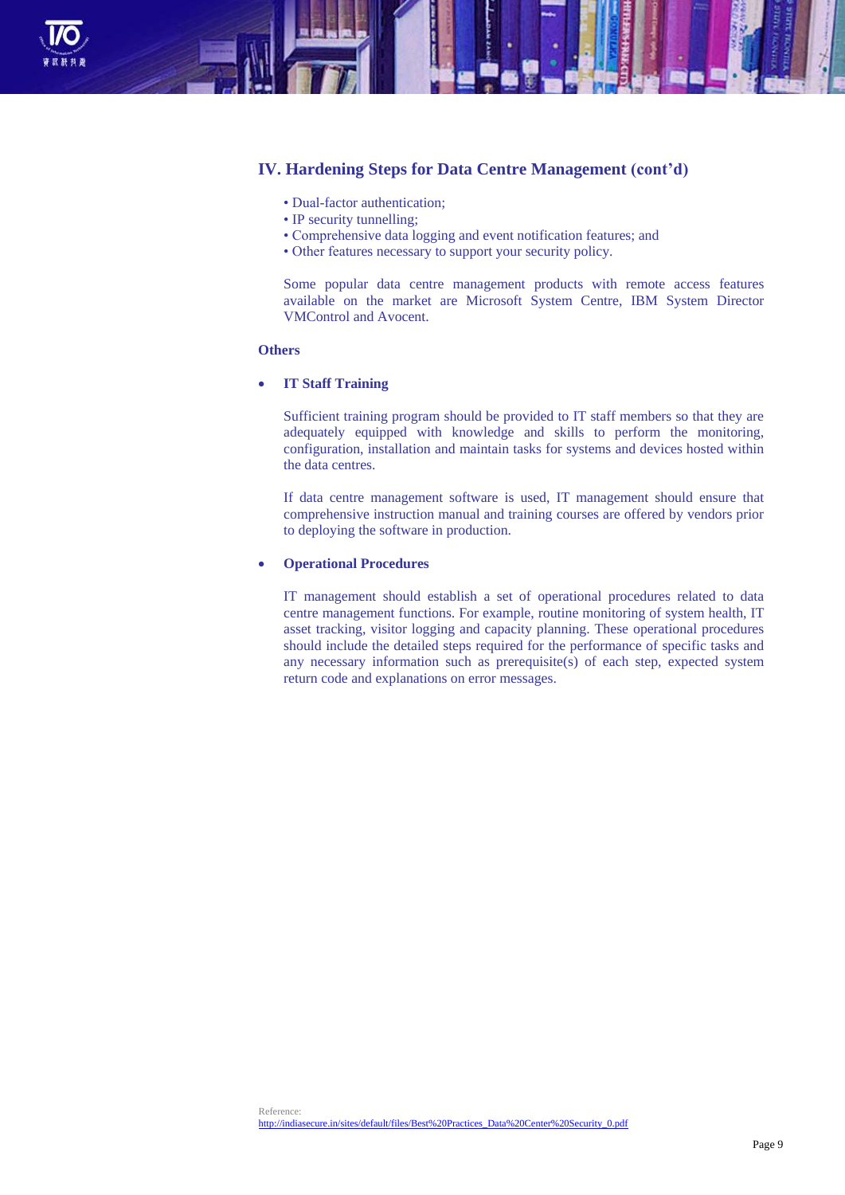## IV. Hardening Steps for Data Centre Management (cont'd)

- Dual-factor authentication;
- IP security tunnelling;
- Comprehensive data logging and event notification features; and
- Other features necessary to support your security policy.

Some popular data centre management products with remote access features available on the market are Microsoft System Centre, IBM System Director VMControl and Avocent.

### Others

- **IT Staff Training**

  Sufficient training program should be provided to IT staff members so that they are adequately equipped with knowledge and skills to perform the monitoring, configuration, installation and maintain tasks for systems and devices hosted within the data centres.

  If data centre management software is used, IT management should ensure that comprehensive instruction manual and training courses are offered by vendors prior to deploying the software in production.

- **Operational Procedures**

  IT management should establish a set of operational procedures related to data centre management functions. For example, routine monitoring of system health, IT asset tracking, visitor logging and capacity planning. These operational procedures should include the detailed steps required for the performance of specific tasks and any necessary information such as prerequisite(s) of each step, expected system return code and explanations on error messages.

Reference:
http://indiasecure.in/sites/default/files/Best%20Practices_Data%20Center%20Security_0.pdf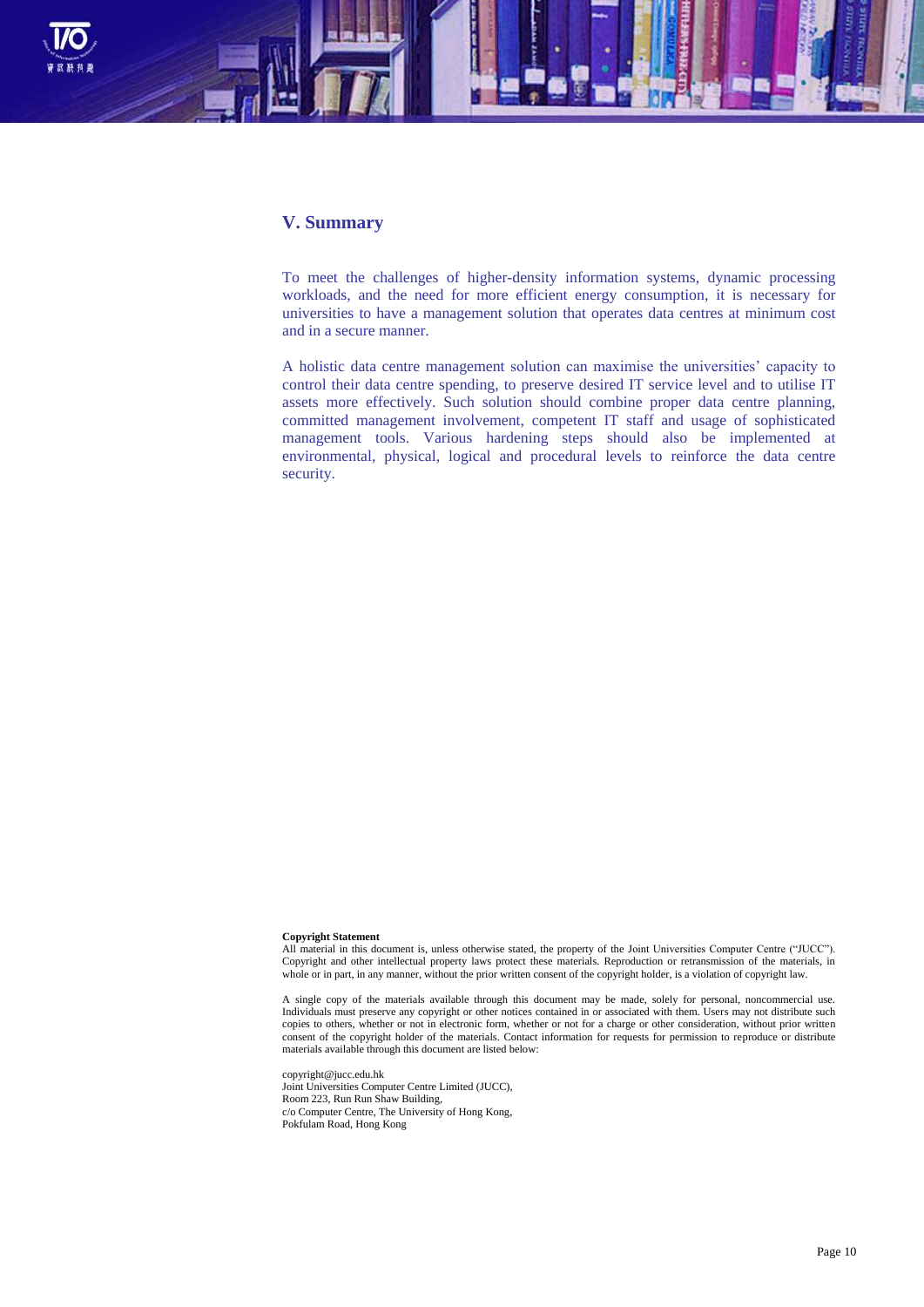## V. Summary

To meet the challenges of higher-density information systems, dynamic processing workloads, and the need for more efficient energy consumption, it is necessary for universities to have a management solution that operates data centres at minimum cost and in a secure manner.

A holistic data centre management solution can maximise the universities' capacity to control their data centre spending, to preserve desired IT service level and to utilise IT assets more effectively. Such solution should combine proper data centre planning, committed management involvement, competent IT staff and usage of sophisticated management tools. Various hardening steps should also be implemented at environmental, physical, logical and procedural levels to reinforce the data centre security.

**Copyright Statement**

All material in this document is, unless otherwise stated, the property of the Joint Universities Computer Centre ("JUCC"). Copyright and other intellectual property laws protect these materials. Reproduction or retransmission of the materials, in whole or in part, in any manner, without the prior written consent of the copyright holder, is a violation of copyright law.

A single copy of the materials available through this document may be made, solely for personal, noncommercial use. Individuals must preserve any copyright or other notices contained in or associated with them. Users may not distribute such copies to others, whether or not in electronic form, whether or not for a charge or other consideration, without prior written consent of the copyright holder of the materials. Contact information for requests for permission to reproduce or distribute materials available through this document are listed below:

copyright@jucc.edu.hk
Joint Universities Computer Centre Limited (JUCC),
Room 223, Run Run Shaw Building,
c/o Computer Centre, The University of Hong Kong,
Pokfulam Road, Hong Kong